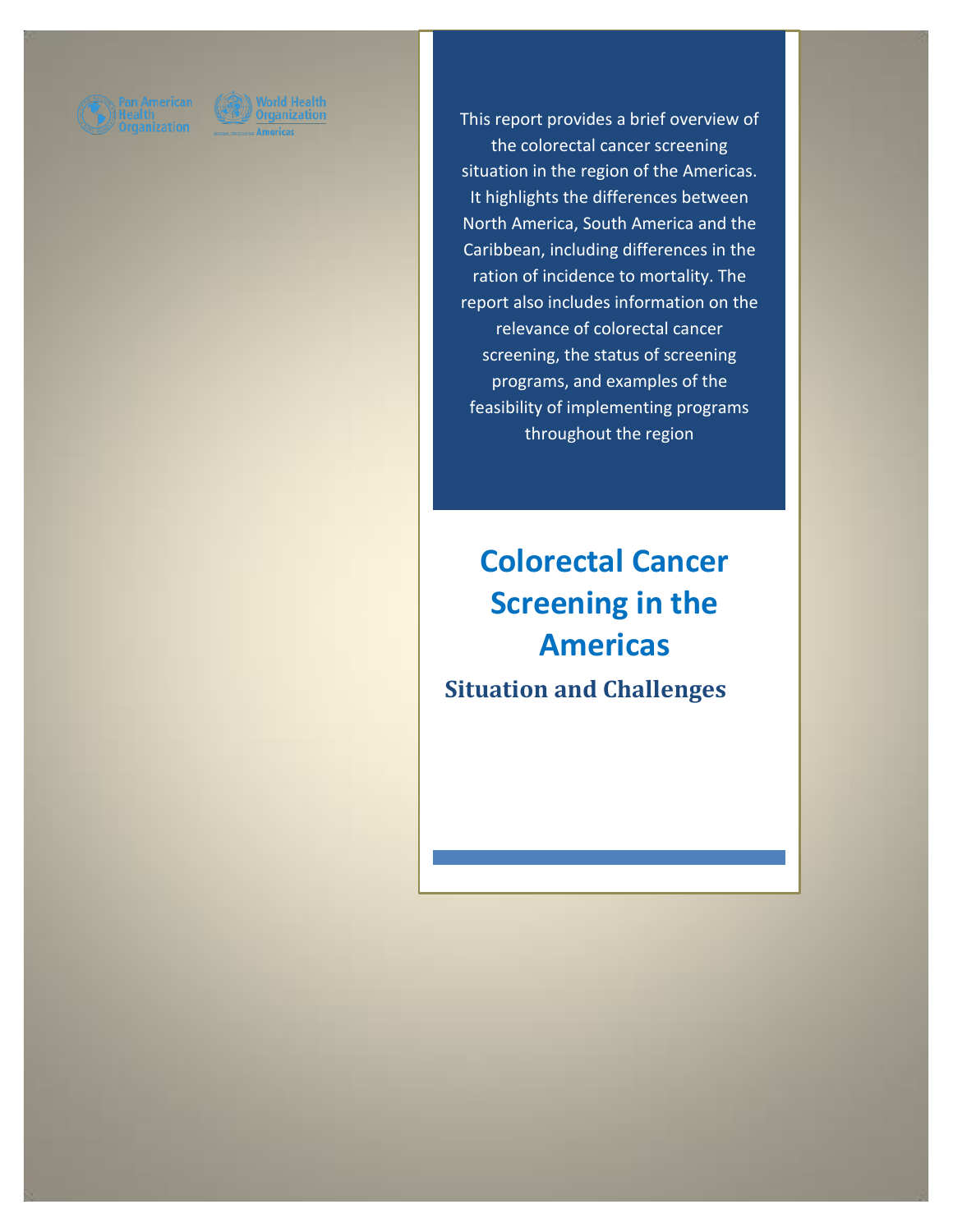Pan American Health Organization

World Health Organization Americas

This report provides a brief overview of the colorectal cancer screening situation in the region of the Americas. It highlights the differences between North America, South America and the Caribbean, including differences in the ration of incidence to mortality. The report also includes information on the relevance of colorectal cancer screening, the status of screening programs, and examples of the feasibility of implementing programs throughout the region

# Colorectal Cancer Screening in the Americas

## Situation and Challenges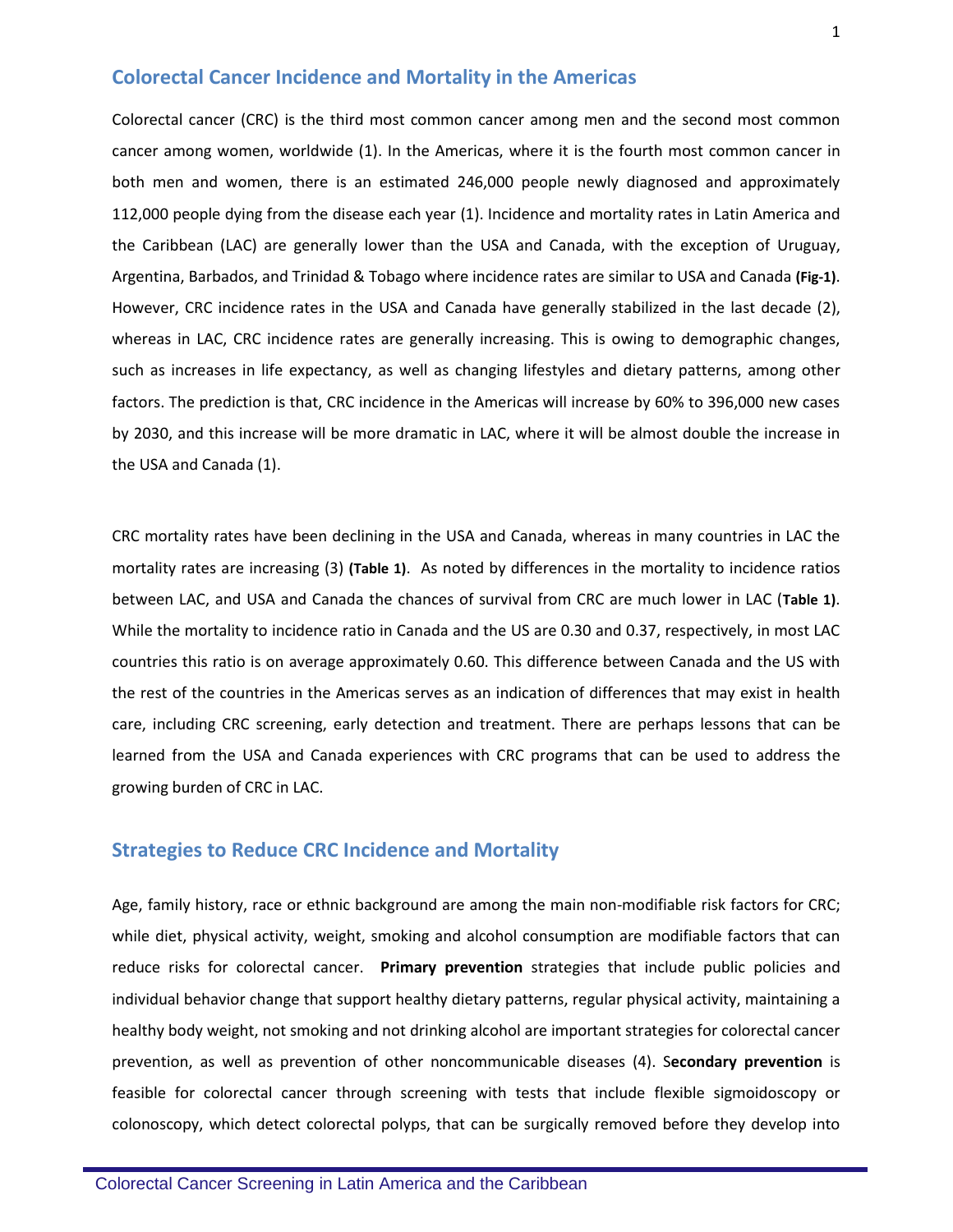## Colorectal Cancer Incidence and Mortality in the Americas

Colorectal cancer (CRC) is the third most common cancer among men and the second most common cancer among women, worldwide (1). In the Americas, where it is the fourth most common cancer in both men and women, there is an estimated 246,000 people newly diagnosed and approximately 112,000 people dying from the disease each year (1). Incidence and mortality rates in Latin America and the Caribbean (LAC) are generally lower than the USA and Canada, with the exception of Uruguay, Argentina, Barbados, and Trinidad & Tobago where incidence rates are similar to USA and Canada **(Fig-1)**. However, CRC incidence rates in the USA and Canada have generally stabilized in the last decade (2), whereas in LAC, CRC incidence rates are generally increasing. This is owing to demographic changes, such as increases in life expectancy, as well as changing lifestyles and dietary patterns, among other factors. The prediction is that, CRC incidence in the Americas will increase by 60% to 396,000 new cases by 2030, and this increase will be more dramatic in LAC, where it will be almost double the increase in the USA and Canada (1).

CRC mortality rates have been declining in the USA and Canada, whereas in many countries in LAC the mortality rates are increasing (3) **(Table 1)**. As noted by differences in the mortality to incidence ratios between LAC, and USA and Canada the chances of survival from CRC are much lower in LAC (**Table 1)**. While the mortality to incidence ratio in Canada and the US are 0.30 and 0.37, respectively, in most LAC countries this ratio is on average approximately 0.60. This difference between Canada and the US with the rest of the countries in the Americas serves as an indication of differences that may exist in health care, including CRC screening, early detection and treatment. There are perhaps lessons that can be learned from the USA and Canada experiences with CRC programs that can be used to address the growing burden of CRC in LAC.

## Strategies to Reduce CRC Incidence and Mortality

Age, family history, race or ethnic background are among the main non-modifiable risk factors for CRC; while diet, physical activity, weight, smoking and alcohol consumption are modifiable factors that can reduce risks for colorectal cancer. **Primary prevention** strategies that include public policies and individual behavior change that support healthy dietary patterns, regular physical activity, maintaining a healthy body weight, not smoking and not drinking alcohol are important strategies for colorectal cancer prevention, as well as prevention of other noncommunicable diseases (4). S**econdary prevention** is feasible for colorectal cancer through screening with tests that include flexible sigmoidoscopy or colonoscopy, which detect colorectal polyps, that can be surgically removed before they develop into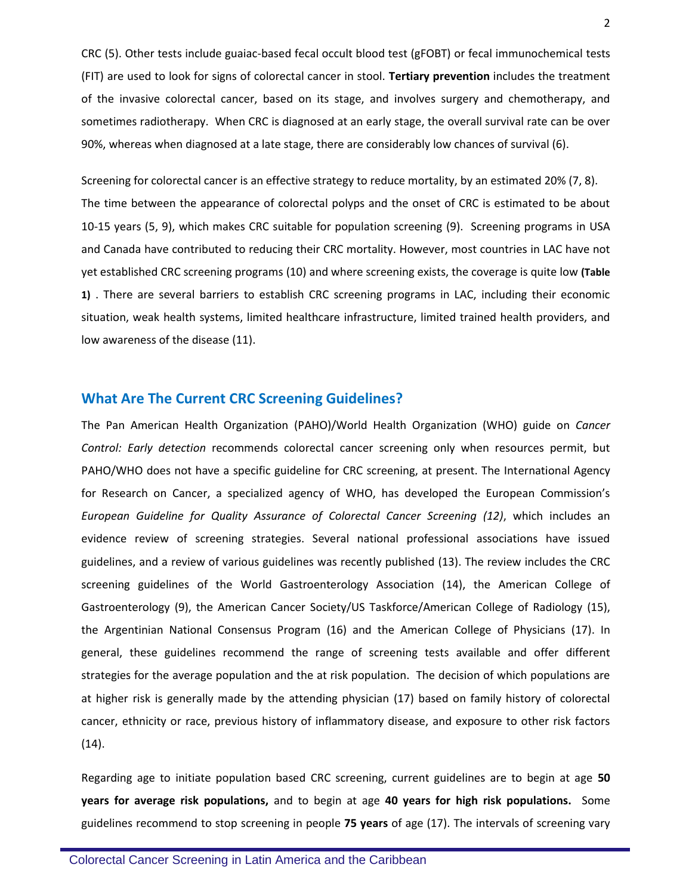CRC (5). Other tests include guaiac-based fecal occult blood test (gFOBT) or fecal immunochemical tests (FIT) are used to look for signs of colorectal cancer in stool. **Tertiary prevention** includes the treatment of the invasive colorectal cancer, based on its stage, and involves surgery and chemotherapy, and sometimes radiotherapy. When CRC is diagnosed at an early stage, the overall survival rate can be over 90%, whereas when diagnosed at a late stage, there are considerably low chances of survival (6).

Screening for colorectal cancer is an effective strategy to reduce mortality, by an estimated 20% (7, 8). The time between the appearance of colorectal polyps and the onset of CRC is estimated to be about 10-15 years (5, 9), which makes CRC suitable for population screening (9). Screening programs in USA and Canada have contributed to reducing their CRC mortality. However, most countries in LAC have not yet established CRC screening programs (10) and where screening exists, the coverage is quite low **(Table 1)** . There are several barriers to establish CRC screening programs in LAC, including their economic situation, weak health systems, limited healthcare infrastructure, limited trained health providers, and low awareness of the disease (11).

## What Are The Current CRC Screening Guidelines?

The Pan American Health Organization (PAHO)/World Health Organization (WHO) guide on *Cancer Control: Early detection* recommends colorectal cancer screening only when resources permit, but PAHO/WHO does not have a specific guideline for CRC screening, at present. The International Agency for Research on Cancer, a specialized agency of WHO, has developed the European Commission's *European Guideline for Quality Assurance of Colorectal Cancer Screening (12)*, which includes an evidence review of screening strategies. Several national professional associations have issued guidelines, and a review of various guidelines was recently published (13). The review includes the CRC screening guidelines of the World Gastroenterology Association (14), the American College of Gastroenterology (9), the American Cancer Society/US Taskforce/American College of Radiology (15), the Argentinian National Consensus Program (16) and the American College of Physicians (17). In general, these guidelines recommend the range of screening tests available and offer different strategies for the average population and the at risk population. The decision of which populations are at higher risk is generally made by the attending physician (17) based on family history of colorectal cancer, ethnicity or race, previous history of inflammatory disease, and exposure to other risk factors (14).

Regarding age to initiate population based CRC screening, current guidelines are to begin at age **50 years for average risk populations,** and to begin at age **40 years for high risk populations.** Some guidelines recommend to stop screening in people **75 years** of age (17). The intervals of screening vary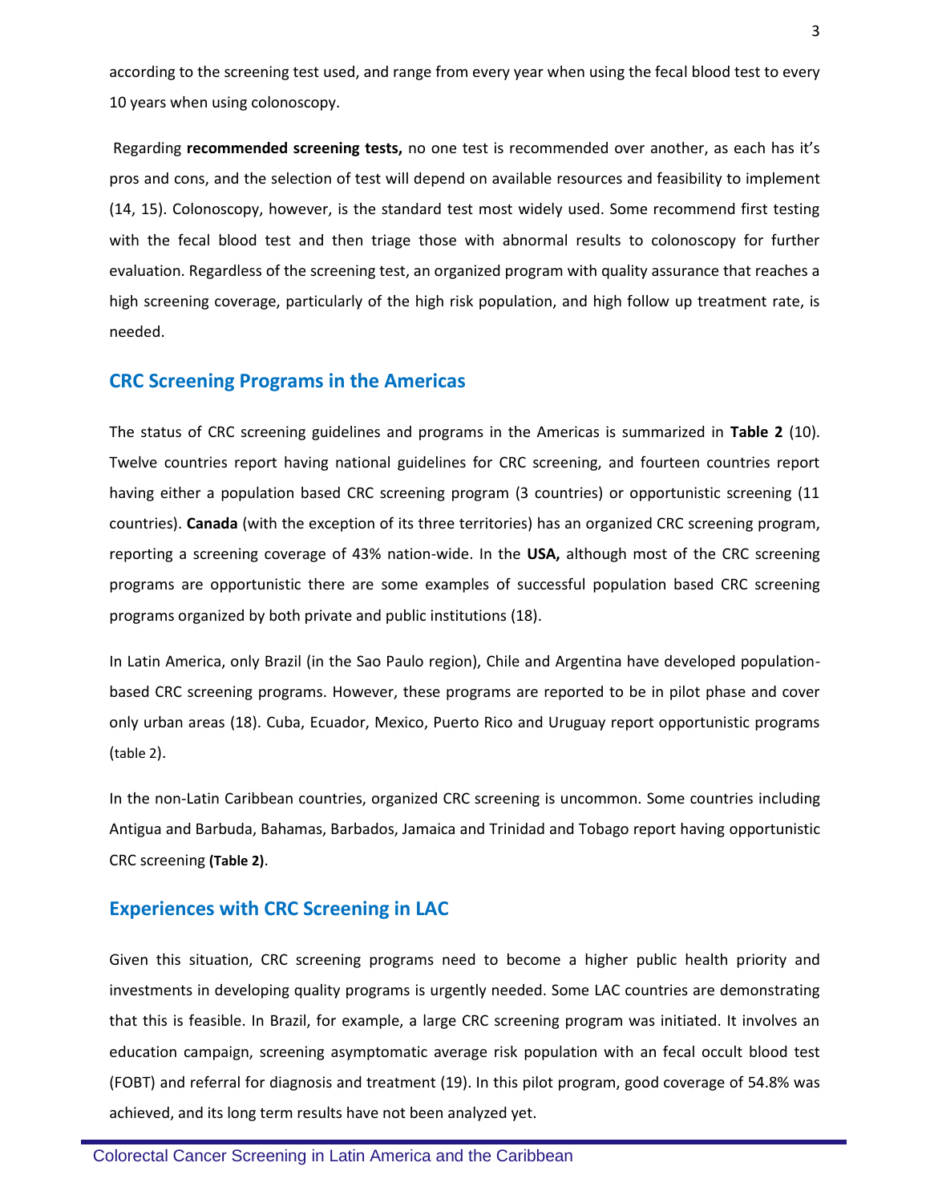according to the screening test used, and range from every year when using the fecal blood test to every 10 years when using colonoscopy.

Regarding **recommended screening tests,** no one test is recommended over another, as each has it's pros and cons, and the selection of test will depend on available resources and feasibility to implement (14, 15). Colonoscopy, however, is the standard test most widely used. Some recommend first testing with the fecal blood test and then triage those with abnormal results to colonoscopy for further evaluation. Regardless of the screening test, an organized program with quality assurance that reaches a high screening coverage, particularly of the high risk population, and high follow up treatment rate, is needed.

## CRC Screening Programs in the Americas

The status of CRC screening guidelines and programs in the Americas is summarized in **Table 2** (10). Twelve countries report having national guidelines for CRC screening, and fourteen countries report having either a population based CRC screening program (3 countries) or opportunistic screening (11 countries). **Canada** (with the exception of its three territories) has an organized CRC screening program, reporting a screening coverage of 43% nation-wide. In the **USA,** although most of the CRC screening programs are opportunistic there are some examples of successful population based CRC screening programs organized by both private and public institutions (18).

In Latin America, only Brazil (in the Sao Paulo region), Chile and Argentina have developed population-based CRC screening programs. However, these programs are reported to be in pilot phase and cover only urban areas (18). Cuba, Ecuador, Mexico, Puerto Rico and Uruguay report opportunistic programs (table 2).

In the non-Latin Caribbean countries, organized CRC screening is uncommon. Some countries including Antigua and Barbuda, Bahamas, Barbados, Jamaica and Trinidad and Tobago report having opportunistic CRC screening **(Table 2)**.

## Experiences with CRC Screening in LAC

Given this situation, CRC screening programs need to become a higher public health priority and investments in developing quality programs is urgently needed. Some LAC countries are demonstrating that this is feasible. In Brazil, for example, a large CRC screening program was initiated. It involves an education campaign, screening asymptomatic average risk population with an fecal occult blood test (FOBT) and referral for diagnosis and treatment (19). In this pilot program, good coverage of 54.8% was achieved, and its long term results have not been analyzed yet.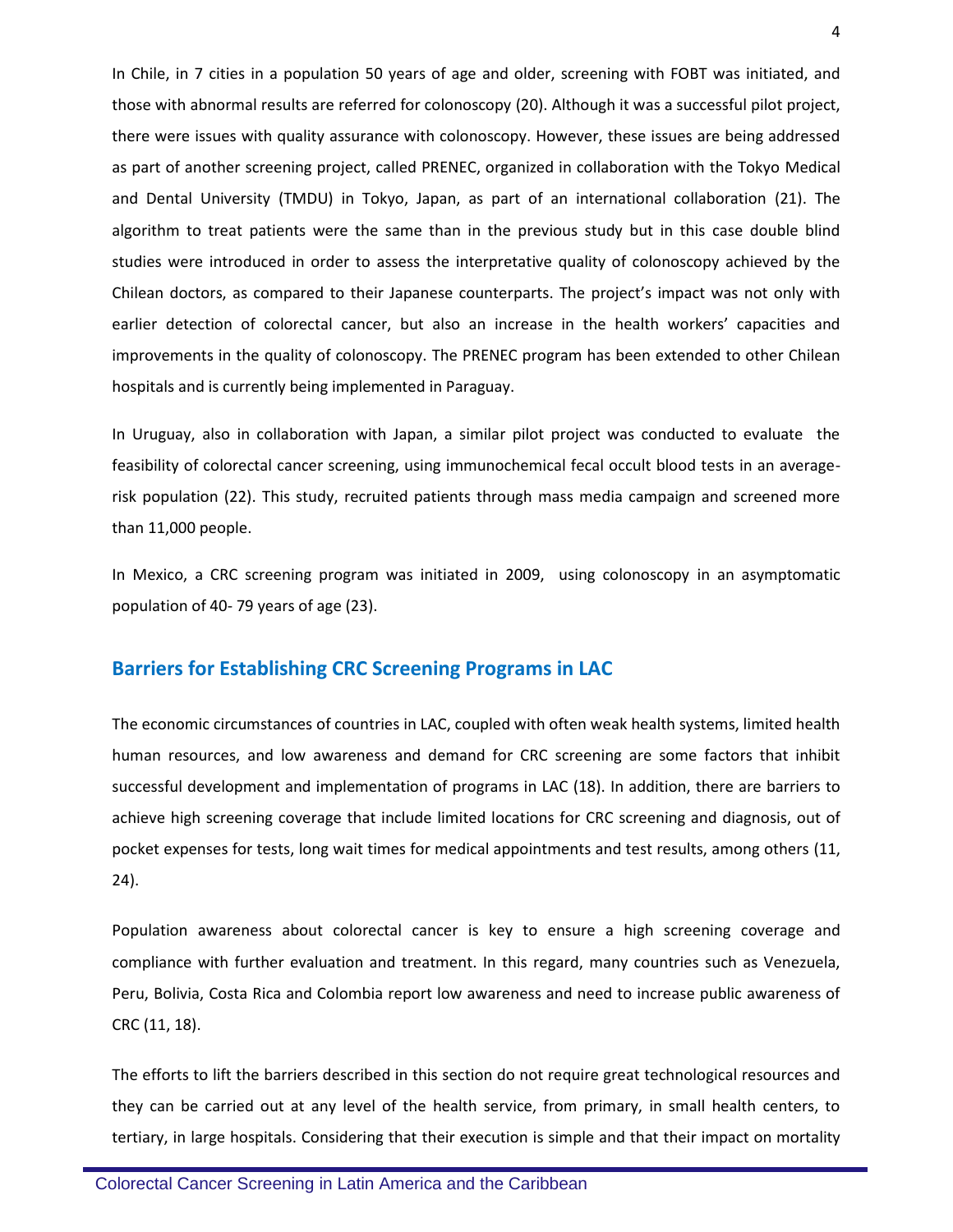In Chile, in 7 cities in a population 50 years of age and older, screening with FOBT was initiated, and those with abnormal results are referred for colonoscopy (20). Although it was a successful pilot project, there were issues with quality assurance with colonoscopy. However, these issues are being addressed as part of another screening project, called PRENEC, organized in collaboration with the Tokyo Medical and Dental University (TMDU) in Tokyo, Japan, as part of an international collaboration (21). The algorithm to treat patients were the same than in the previous study but in this case double blind studies were introduced in order to assess the interpretative quality of colonoscopy achieved by the Chilean doctors, as compared to their Japanese counterparts. The project's impact was not only with earlier detection of colorectal cancer, but also an increase in the health workers' capacities and improvements in the quality of colonoscopy. The PRENEC program has been extended to other Chilean hospitals and is currently being implemented in Paraguay.

In Uruguay, also in collaboration with Japan, a similar pilot project was conducted to evaluate the feasibility of colorectal cancer screening, using immunochemical fecal occult blood tests in an average-risk population (22). This study, recruited patients through mass media campaign and screened more than 11,000 people.

In Mexico, a CRC screening program was initiated in 2009, using colonoscopy in an asymptomatic population of 40- 79 years of age (23).

## Barriers for Establishing CRC Screening Programs in LAC

The economic circumstances of countries in LAC, coupled with often weak health systems, limited health human resources, and low awareness and demand for CRC screening are some factors that inhibit successful development and implementation of programs in LAC (18). In addition, there are barriers to achieve high screening coverage that include limited locations for CRC screening and diagnosis, out of pocket expenses for tests, long wait times for medical appointments and test results, among others (11, 24).

Population awareness about colorectal cancer is key to ensure a high screening coverage and compliance with further evaluation and treatment. In this regard, many countries such as Venezuela, Peru, Bolivia, Costa Rica and Colombia report low awareness and need to increase public awareness of CRC (11, 18).

The efforts to lift the barriers described in this section do not require great technological resources and they can be carried out at any level of the health service, from primary, in small health centers, to tertiary, in large hospitals. Considering that their execution is simple and that their impact on mortality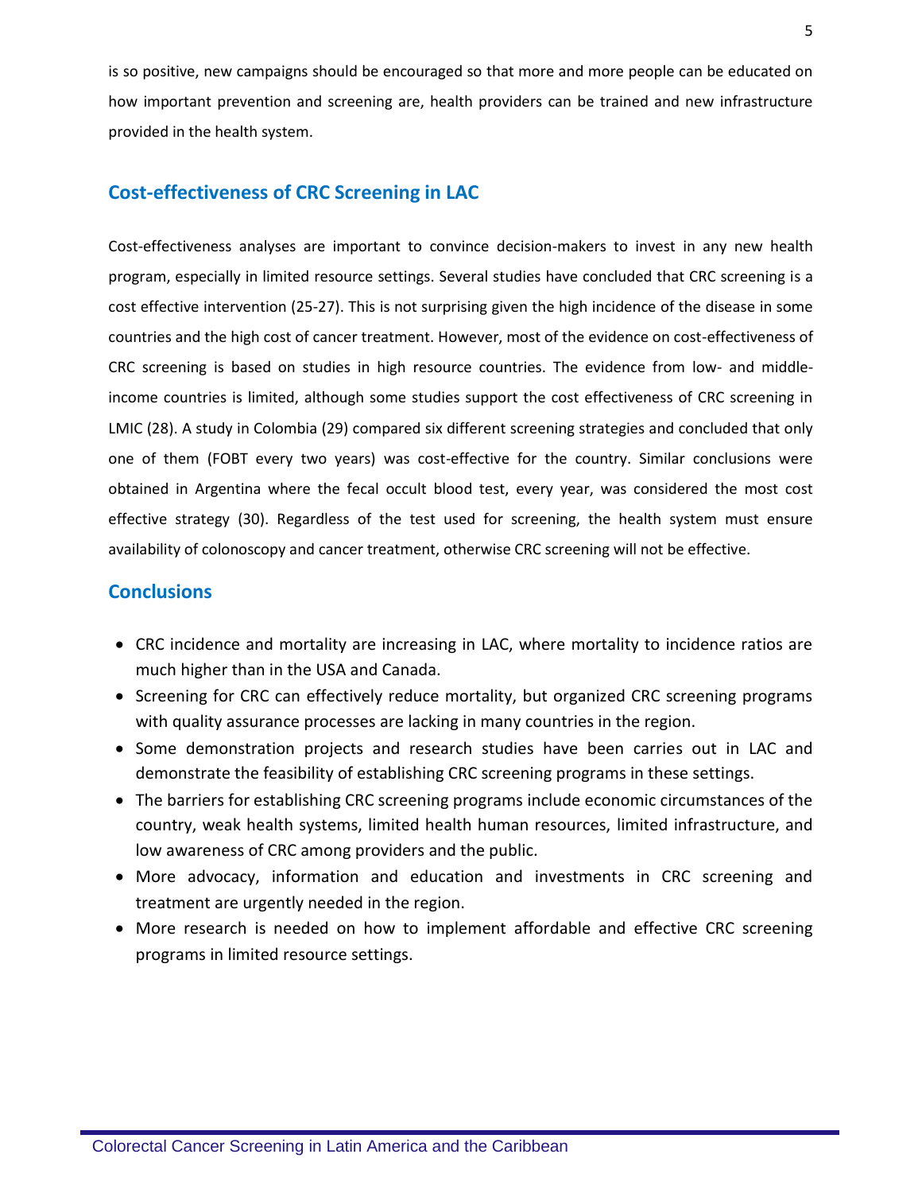is so positive, new campaigns should be encouraged so that more and more people can be educated on how important prevention and screening are, health providers can be trained and new infrastructure provided in the health system.

## Cost-effectiveness of CRC Screening in LAC

Cost-effectiveness analyses are important to convince decision-makers to invest in any new health program, especially in limited resource settings. Several studies have concluded that CRC screening is a cost effective intervention (25-27). This is not surprising given the high incidence of the disease in some countries and the high cost of cancer treatment. However, most of the evidence on cost-effectiveness of CRC screening is based on studies in high resource countries. The evidence from low- and middle-income countries is limited, although some studies support the cost effectiveness of CRC screening in LMIC (28). A study in Colombia (29) compared six different screening strategies and concluded that only one of them (FOBT every two years) was cost-effective for the country. Similar conclusions were obtained in Argentina where the fecal occult blood test, every year, was considered the most cost effective strategy (30). Regardless of the test used for screening, the health system must ensure availability of colonoscopy and cancer treatment, otherwise CRC screening will not be effective.

## Conclusions

- CRC incidence and mortality are increasing in LAC, where mortality to incidence ratios are much higher than in the USA and Canada.
- Screening for CRC can effectively reduce mortality, but organized CRC screening programs with quality assurance processes are lacking in many countries in the region.
- Some demonstration projects and research studies have been carries out in LAC and demonstrate the feasibility of establishing CRC screening programs in these settings.
- The barriers for establishing CRC screening programs include economic circumstances of the country, weak health systems, limited health human resources, limited infrastructure, and low awareness of CRC among providers and the public.
- More advocacy, information and education and investments in CRC screening and treatment are urgently needed in the region.
- More research is needed on how to implement affordable and effective CRC screening programs in limited resource settings.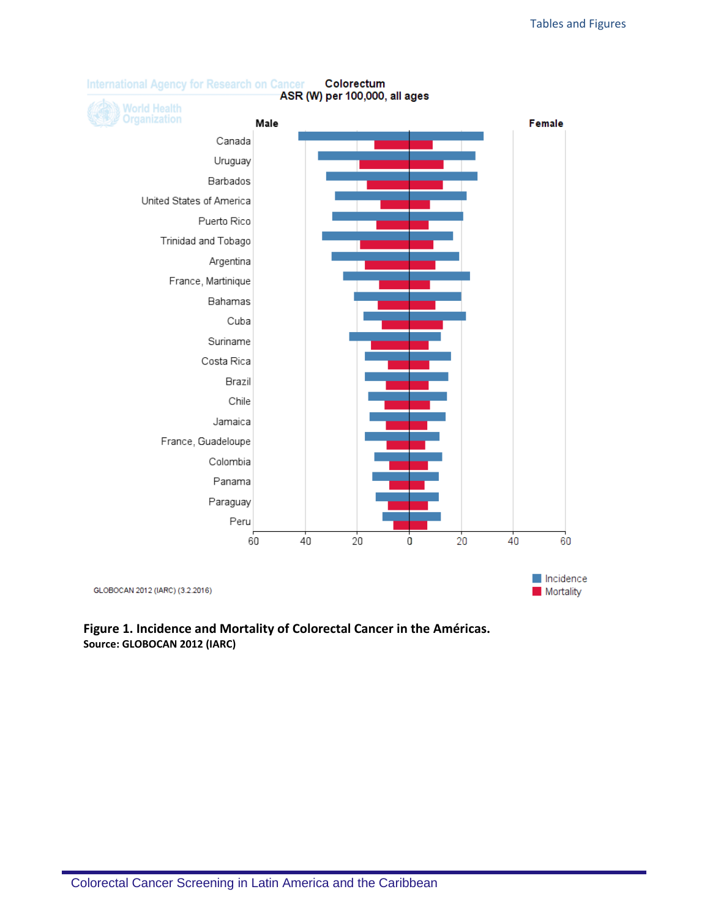International Agency for Research on Cancer

World Health Organization

**Colorectum**
**ASR (W) per 100,000, all ages**

| | Male | Female |
|---|---|---|
| Canada | | |
| Uruguay | | |
| Barbados | | |
| United States of America | | |
| Puerto Rico | | |
| Trinidad and Tobago | | |
| Argentina | | |
| France, Martinique | | |
| Bahamas | | |
| Cuba | | |
| Suriname | | |
| Costa Rica | | |
| Brazil | | |
| Chile | | |
| Jamaica | | |
| France, Guadeloupe | | |
| Colombia | | |
| Panama | | |
| Paraguay | | |
| Peru | | |

Axis: 60 40 20 0 20 40 60

Incidence
Mortality

GLOBOCAN 2012 (IARC) (3.2.2016)

**Figure 1. Incidence and Mortality of Colorectal Cancer in the Américas.**
**Source: GLOBOCAN 2012 (IARC)**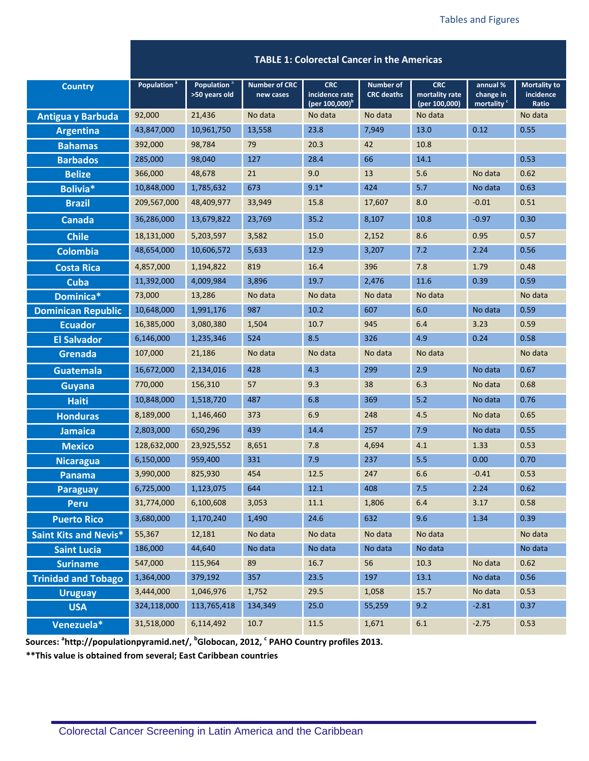**TABLE 1: Colorectal Cancer in the Americas**

| Country | Population [a] | Population [a] >50 years old | Number of CRC new cases | CRC incidence rate (per 100,000)[b] | Number of CRC deaths | CRC mortality rate (per 100,000) | annual % change in mortality [c] | Mortality to incidence Ratio |
|---|---|---|---|---|---|---|---|---|
| Antigua y Barbuda | 92,000 | 21,436 | No data | No data | No data | No data | | No data |
| Argentina | 43,847,000 | 10,961,750 | 13,558 | 23.8 | 7,949 | 13.0 | 0.12 | 0.55 |
| Bahamas | 392,000 | 98,784 | 79 | 20.3 | 42 | 10.8 | | |
| Barbados | 285,000 | 98,040 | 127 | 28.4 | 66 | 14.1 | | 0.53 |
| Belize | 366,000 | 48,678 | 21 | 9.0 | 13 | 5.6 | No data | 0.62 |
| Bolivia* | 10,848,000 | 1,785,632 | 673 | 9.1* | 424 | 5.7 | No data | 0.63 |
| Brazil | 209,567,000 | 48,409,977 | 33,949 | 15.8 | 17,607 | 8.0 | -0.01 | 0.51 |
| Canada | 36,286,000 | 13,679,822 | 23,769 | 35.2 | 8,107 | 10.8 | -0.97 | 0.30 |
| Chile | 18,131,000 | 5,203,597 | 3,582 | 15.0 | 2,152 | 8.6 | 0.95 | 0.57 |
| Colombia | 48,654,000 | 10,606,572 | 5,633 | 12.9 | 3,207 | 7.2 | 2.24 | 0.56 |
| Costa Rica | 4,857,000 | 1,194,822 | 819 | 16.4 | 396 | 7.8 | 1.79 | 0.48 |
| Cuba | 11,392,000 | 4,009,984 | 3,896 | 19.7 | 2,476 | 11.6 | 0.39 | 0.59 |
| Dominica* | 73,000 | 13,286 | No data | No data | No data | No data | | No data |
| Dominican Republic | 10,648,000 | 1,991,176 | 987 | 10.2 | 607 | 6.0 | No data | 0.59 |
| Ecuador | 16,385,000 | 3,080,380 | 1,504 | 10.7 | 945 | 6.4 | 3.23 | 0.59 |
| El Salvador | 6,146,000 | 1,235,346 | 524 | 8.5 | 326 | 4.9 | 0.24 | 0.58 |
| Grenada | 107,000 | 21,186 | No data | No data | No data | No data | | No data |
| Guatemala | 16,672,000 | 2,134,016 | 428 | 4.3 | 299 | 2.9 | No data | 0.67 |
| Guyana | 770,000 | 156,310 | 57 | 9.3 | 38 | 6.3 | No data | 0.68 |
| Haiti | 10,848,000 | 1,518,720 | 487 | 6.8 | 369 | 5.2 | No data | 0.76 |
| Honduras | 8,189,000 | 1,146,460 | 373 | 6.9 | 248 | 4.5 | No data | 0.65 |
| Jamaica | 2,803,000 | 650,296 | 439 | 14.4 | 257 | 7.9 | No data | 0.55 |
| Mexico | 128,632,000 | 23,925,552 | 8,651 | 7.8 | 4,694 | 4.1 | 1.33 | 0.53 |
| Nicaragua | 6,150,000 | 959,400 | 331 | 7.9 | 237 | 5.5 | 0.00 | 0.70 |
| Panama | 3,990,000 | 825,930 | 454 | 12.5 | 247 | 6.6 | -0.41 | 0.53 |
| Paraguay | 6,725,000 | 1,123,075 | 644 | 12.1 | 408 | 7.5 | 2.24 | 0.62 |
| Peru | 31,774,000 | 6,100,608 | 3,053 | 11.1 | 1,806 | 6.4 | 3.17 | 0.58 |
| Puerto Rico | 3,680,000 | 1,170,240 | 1,490 | 24.6 | 632 | 9.6 | 1.34 | 0.39 |
| Saint Kits and Nevis* | 55,367 | 12,181 | No data | No data | No data | No data | | No data |
| Saint Lucia | 186,000 | 44,640 | No data | No data | No data | No data | | No data |
| Suriname | 547,000 | 115,964 | 89 | 16.7 | 56 | 10.3 | No data | 0.62 |
| Trinidad and Tobago | 1,364,000 | 379,192 | 357 | 23.5 | 197 | 13.1 | No data | 0.56 |
| Uruguay | 3,444,000 | 1,046,976 | 1,752 | 29.5 | 1,058 | 15.7 | No data | 0.53 |
| USA | 324,118,000 | 113,765,418 | 134,349 | 25.0 | 55,259 | 9.2 | -2.81 | 0.37 |
| Venezuela* | 31,518,000 | 6,114,492 | 10.7 | 11.5 | 1,671 | 6.1 | -2.75 | 0.53 |

**Sources: [a]http://populationpyramid.net/, [b]Globocan, 2012, [c] PAHO Country profiles 2013.**

****This value is obtained from several; East Caribbean countries**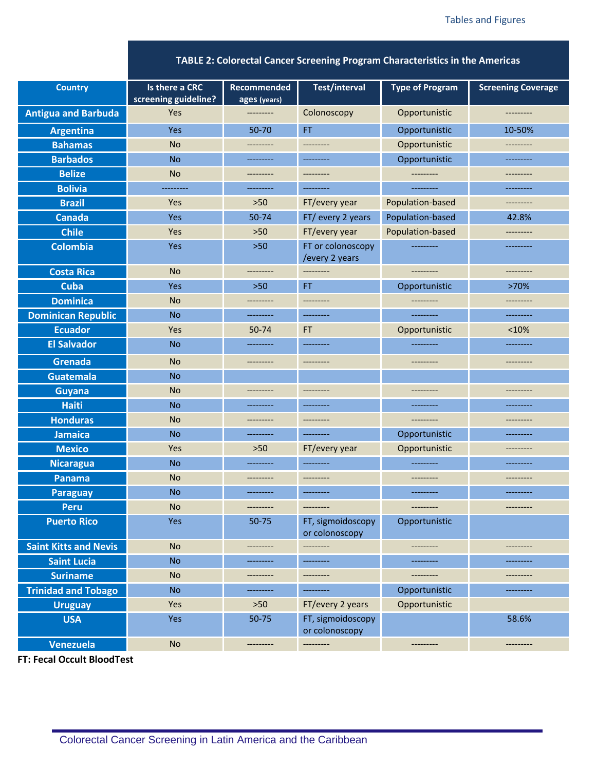**TABLE 2: Colorectal Cancer Screening Program Characteristics in the Americas**

| Country | Is there a CRC screening guideline? | Recommended ages (years) | Test/interval | Type of Program | Screening Coverage |
|---|---|---|---|---|---|
| Antigua and Barbuda | Yes | --------- | Colonoscopy | Opportunistic | --------- |
| Argentina | Yes | 50-70 | FT | Opportunistic | 10-50% |
| Bahamas | No | --------- | --------- | Opportunistic | --------- |
| Barbados | No | --------- | --------- | Opportunistic | --------- |
| Belize | No | --------- | --------- | --------- | --------- |
| Bolivia | --------- | --------- | --------- | --------- | --------- |
| Brazil | Yes | >50 | FT/every year | Population-based | --------- |
| Canada | Yes | 50-74 | FT/ every 2 years | Population-based | 42.8% |
| Chile | Yes | >50 | FT/every year | Population-based | --------- |
| Colombia | Yes | >50 | FT or colonoscopy /every 2 years | --------- | --------- |
| Costa Rica | No | --------- | --------- | --------- | --------- |
| Cuba | Yes | >50 | FT | Opportunistic | >70% |
| Dominica | No | --------- | --------- | --------- | --------- |
| Dominican Republic | No | --------- | --------- | --------- | --------- |
| Ecuador | Yes | 50-74 | FT | Opportunistic | <10% |
| El Salvador | No | --------- | --------- | --------- | --------- |
| Grenada | No | --------- | --------- | --------- | --------- |
| Guatemala | No | | | | |
| Guyana | No | --------- | --------- | --------- | --------- |
| Haiti | No | --------- | --------- | --------- | --------- |
| Honduras | No | --------- | --------- | --------- | --------- |
| Jamaica | No | --------- | --------- | Opportunistic | --------- |
| Mexico | Yes | >50 | FT/every year | Opportunistic | --------- |
| Nicaragua | No | --------- | --------- | --------- | --------- |
| Panama | No | --------- | --------- | --------- | --------- |
| Paraguay | No | --------- | --------- | --------- | --------- |
| Peru | No | --------- | --------- | --------- | --------- |
| Puerto Rico | Yes | 50-75 | FT, sigmoidoscopy or colonoscopy | Opportunistic | |
| Saint Kitts and Nevis | No | --------- | --------- | --------- | --------- |
| Saint Lucia | No | --------- | --------- | --------- | --------- |
| Suriname | No | --------- | --------- | --------- | --------- |
| Trinidad and Tobago | No | --------- | --------- | Opportunistic | --------- |
| Uruguay | Yes | >50 | FT/every 2 years | Opportunistic | |
| USA | Yes | 50-75 | FT, sigmoidoscopy or colonoscopy | | 58.6% |
| Venezuela | No | --------- | --------- | --------- | --------- |

**FT: Fecal Occult BloodTest**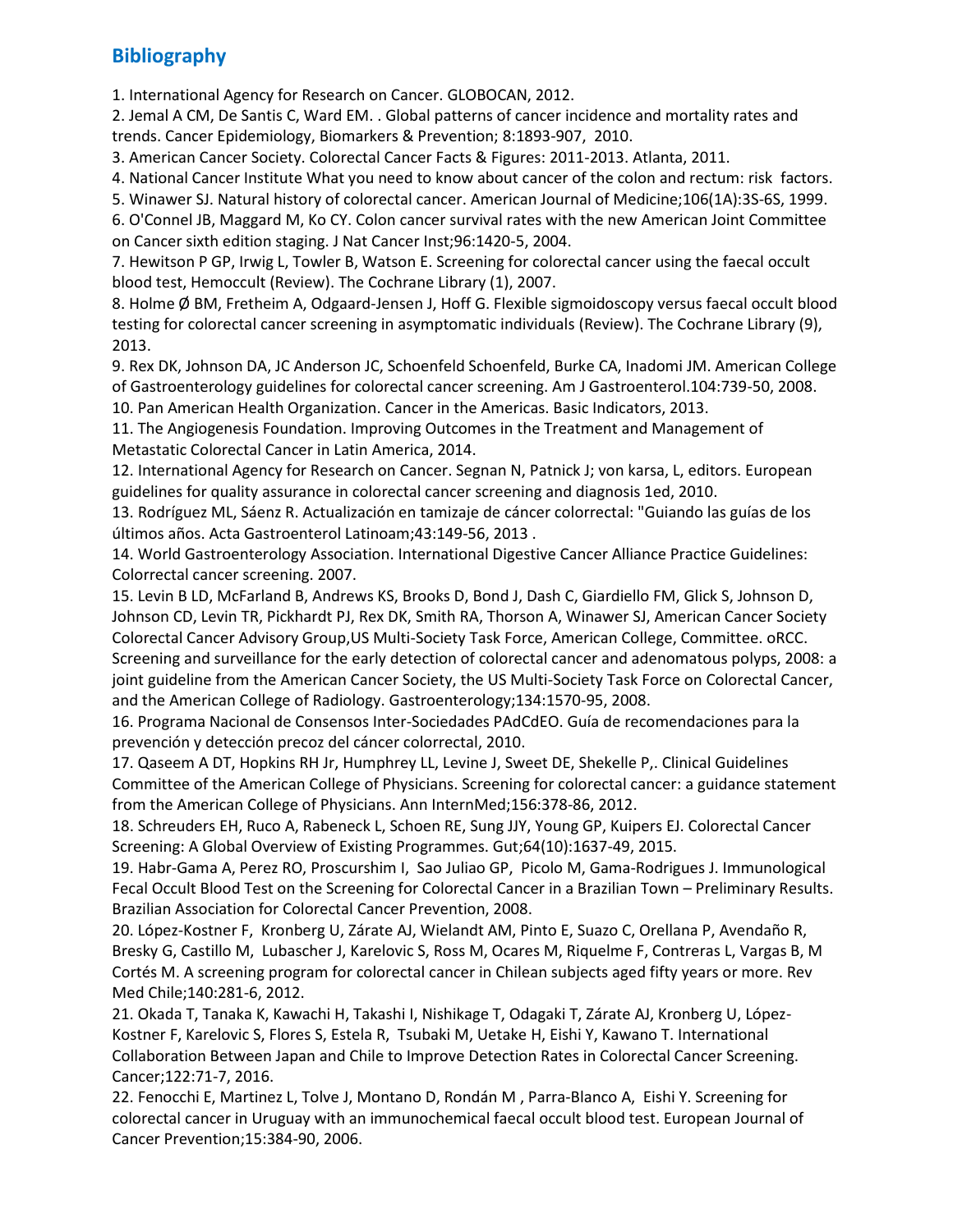## Bibliography

1. International Agency for Research on Cancer. GLOBOCAN, 2012.
2. Jemal A CM, De Santis C, Ward EM. . Global patterns of cancer incidence and mortality rates and trends. Cancer Epidemiology, Biomarkers & Prevention; 8:1893-907, 2010.
3. American Cancer Society. Colorectal Cancer Facts & Figures: 2011-2013. Atlanta, 2011.
4. National Cancer Institute What you need to know about cancer of the colon and rectum: risk factors.
5. Winawer SJ. Natural history of colorectal cancer. American Journal of Medicine;106(1A):3S-6S, 1999.
6. O'Connel JB, Maggard M, Ko CY. Colon cancer survival rates with the new American Joint Committee on Cancer sixth edition staging. J Nat Cancer Inst;96:1420-5, 2004.
7. Hewitson P GP, Irwig L, Towler B, Watson E. Screening for colorectal cancer using the faecal occult blood test, Hemoccult (Review). The Cochrane Library (1), 2007.
8. Holme Ø BM, Fretheim A, Odgaard-Jensen J, Hoff G. Flexible sigmoidoscopy versus faecal occult blood testing for colorectal cancer screening in asymptomatic individuals (Review). The Cochrane Library (9), 2013.
9. Rex DK, Johnson DA, JC Anderson JC, Schoenfeld Schoenfeld, Burke CA, Inadomi JM. American College of Gastroenterology guidelines for colorectal cancer screening. Am J Gastroenterol.104:739-50, 2008.
10. Pan American Health Organization. Cancer in the Americas. Basic Indicators, 2013.
11. The Angiogenesis Foundation. Improving Outcomes in the Treatment and Management of Metastatic Colorectal Cancer in Latin America, 2014.
12. International Agency for Research on Cancer. Segnan N, Patnick J; von karsa, L, editors. European guidelines for quality assurance in colorectal cancer screening and diagnosis 1ed, 2010.
13. Rodríguez ML, Sáenz R. Actualización en tamizaje de cáncer colorrectal: "Guiando las guías de los últimos años. Acta Gastroenterol Latinoam;43:149-56, 2013 .
14. World Gastroenterology Association. International Digestive Cancer Alliance Practice Guidelines: Colorrectal cancer screening. 2007.
15. Levin B LD, McFarland B, Andrews KS, Brooks D, Bond J, Dash C, Giardiello FM, Glick S, Johnson D, Johnson CD, Levin TR, Pickhardt PJ, Rex DK, Smith RA, Thorson A, Winawer SJ, American Cancer Society Colorectal Cancer Advisory Group,US Multi-Society Task Force, American College, Committee. oRCC. Screening and surveillance for the early detection of colorectal cancer and adenomatous polyps, 2008: a joint guideline from the American Cancer Society, the US Multi-Society Task Force on Colorectal Cancer, and the American College of Radiology. Gastroenterology;134:1570-95, 2008.
16. Programa Nacional de Consensos Inter-Sociedades PAdCdEO. Guía de recomendaciones para la prevención y detección precoz del cáncer colorrectal, 2010.
17. Qaseem A DT, Hopkins RH Jr, Humphrey LL, Levine J, Sweet DE, Shekelle P,. Clinical Guidelines Committee of the American College of Physicians. Screening for colorectal cancer: a guidance statement from the American College of Physicians. Ann InternMed;156:378-86, 2012.
18. Schreuders EH, Ruco A, Rabeneck L, Schoen RE, Sung JJY, Young GP, Kuipers EJ. Colorectal Cancer Screening: A Global Overview of Existing Programmes. Gut;64(10):1637-49, 2015.
19. Habr-Gama A, Perez RO, Proscurshim I, Sao Juliao GP, Picolo M, Gama-Rodrigues J. Immunological Fecal Occult Blood Test on the Screening for Colorectal Cancer in a Brazilian Town – Preliminary Results. Brazilian Association for Colorectal Cancer Prevention, 2008.
20. López-Kostner F, Kronberg U, Zárate AJ, Wielandt AM, Pinto E, Suazo C, Orellana P, Avendaño R, Bresky G, Castillo M, Lubascher J, Karelovic S, Ross M, Ocares M, Riquelme F, Contreras L, Vargas B, M Cortés M. A screening program for colorectal cancer in Chilean subjects aged fifty years or more. Rev Med Chile;140:281-6, 2012.
21. Okada T, Tanaka K, Kawachi H, Takashi I, Nishikage T, Odagaki T, Zárate AJ, Kronberg U, López-Kostner F, Karelovic S, Flores S, Estela R, Tsubaki M, Uetake H, Eishi Y, Kawano T. International Collaboration Between Japan and Chile to Improve Detection Rates in Colorectal Cancer Screening. Cancer;122:71-7, 2016.
22. Fenocchi E, Martinez L, Tolve J, Montano D, Rondán M , Parra-Blanco A, Eishi Y. Screening for colorectal cancer in Uruguay with an immunochemical faecal occult blood test. European Journal of Cancer Prevention;15:384-90, 2006.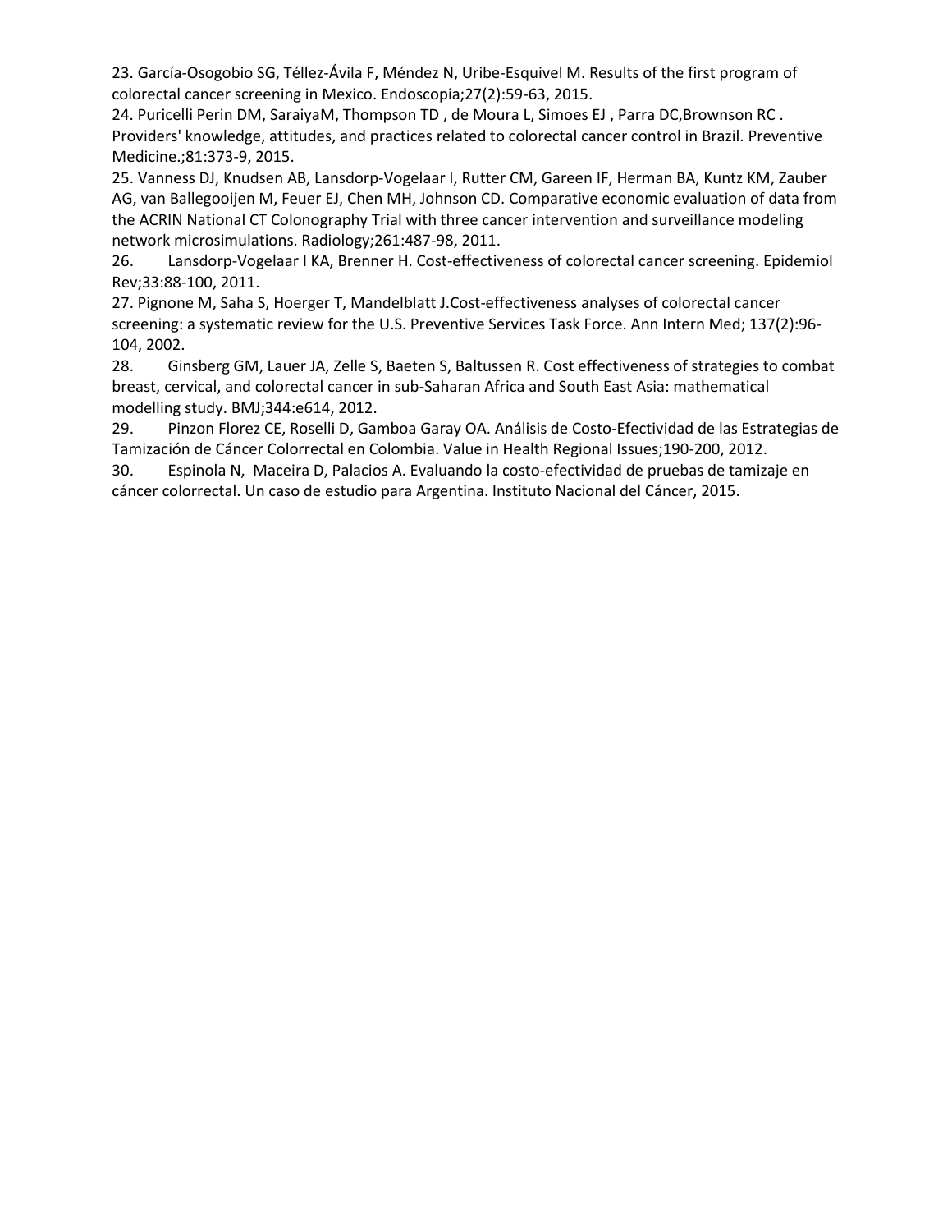23. García-Osogobio SG, Téllez-Ávila F, Méndez N, Uribe-Esquivel M. Results of the first program of colorectal cancer screening in Mexico. Endoscopia;27(2):59-63, 2015.

24. Puricelli Perin DM, SaraiyaM, Thompson TD , de Moura L, Simoes EJ , Parra DC,Brownson RC . Providers' knowledge, attitudes, and practices related to colorectal cancer control in Brazil. Preventive Medicine.;81:373-9, 2015.

25. Vanness DJ, Knudsen AB, Lansdorp-Vogelaar I, Rutter CM, Gareen IF, Herman BA, Kuntz KM, Zauber AG, van Ballegooijen M, Feuer EJ, Chen MH, Johnson CD. Comparative economic evaluation of data from the ACRIN National CT Colonography Trial with three cancer intervention and surveillance modeling network microsimulations. Radiology;261:487-98, 2011.

26. Lansdorp-Vogelaar I KA, Brenner H. Cost-effectiveness of colorectal cancer screening. Epidemiol Rev;33:88-100, 2011.

27. Pignone M, Saha S, Hoerger T, Mandelblatt J.Cost-effectiveness analyses of colorectal cancer screening: a systematic review for the U.S. Preventive Services Task Force. Ann Intern Med; 137(2):96-104, 2002.

28. Ginsberg GM, Lauer JA, Zelle S, Baeten S, Baltussen R. Cost effectiveness of strategies to combat breast, cervical, and colorectal cancer in sub-Saharan Africa and South East Asia: mathematical modelling study. BMJ;344:e614, 2012.

29. Pinzon Florez CE, Roselli D, Gamboa Garay OA. Análisis de Costo-Efectividad de las Estrategias de Tamización de Cáncer Colorrectal en Colombia. Value in Health Regional Issues;190-200, 2012.

30. Espinola N, Maceira D, Palacios A. Evaluando la costo-efectividad de pruebas de tamizaje en cáncer colorrectal. Un caso de estudio para Argentina. Instituto Nacional del Cáncer, 2015.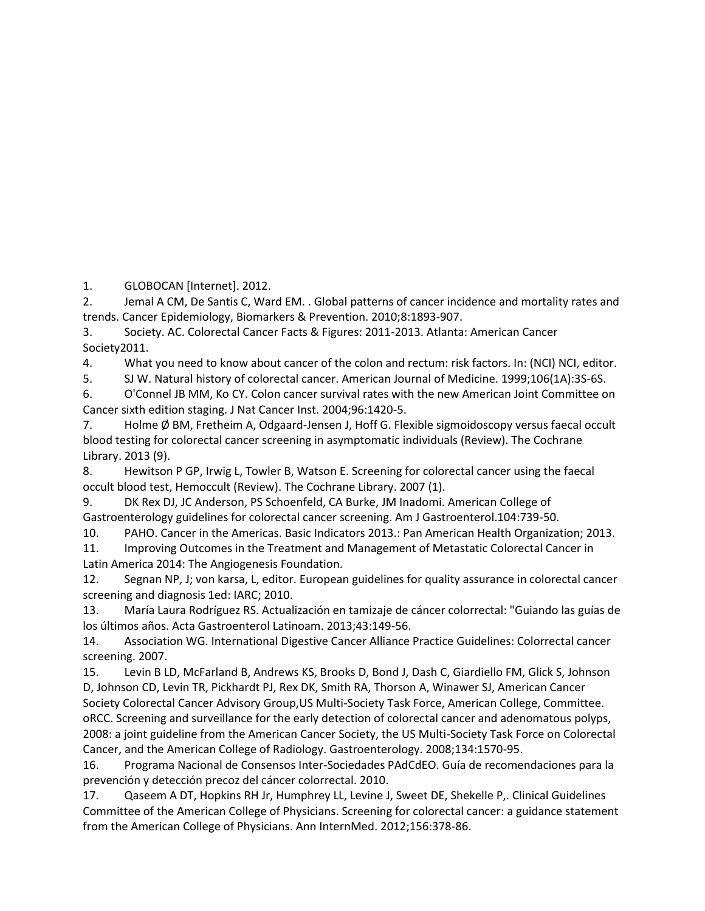1. GLOBOCAN [Internet]. 2012.
2. Jemal A CM, De Santis C, Ward EM. . Global patterns of cancer incidence and mortality rates and trends. Cancer Epidemiology, Biomarkers & Prevention. 2010;8:1893-907.
3. Society. AC. Colorectal Cancer Facts & Figures: 2011-2013. Atlanta: American Cancer Society2011.
4. What you need to know about cancer of the colon and rectum: risk factors. In: (NCI) NCI, editor.
5. SJ W. Natural history of colorectal cancer. American Journal of Medicine. 1999;106(1A):3S-6S.
6. O'Connel JB MM, Ko CY. Colon cancer survival rates with the new American Joint Committee on Cancer sixth edition staging. J Nat Cancer Inst. 2004;96:1420-5.
7. Holme Ø BM, Fretheim A, Odgaard-Jensen J, Hoff G. Flexible sigmoidoscopy versus faecal occult blood testing for colorectal cancer screening in asymptomatic individuals (Review). The Cochrane Library. 2013 (9).
8. Hewitson P GP, Irwig L, Towler B, Watson E. Screening for colorectal cancer using the faecal occult blood test, Hemoccult (Review). The Cochrane Library. 2007 (1).
9. DK Rex DJ, JC Anderson, PS Schoenfeld, CA Burke, JM Inadomi. American College of Gastroenterology guidelines for colorectal cancer screening. Am J Gastroenterol.104:739-50.
10. PAHO. Cancer in the Americas. Basic Indicators 2013.: Pan American Health Organization; 2013.
11. Improving Outcomes in the Treatment and Management of Metastatic Colorectal Cancer in Latin America 2014: The Angiogenesis Foundation.
12. Segnan NP, J; von karsa, L, editor. European guidelines for quality assurance in colorectal cancer screening and diagnosis 1ed: IARC; 2010.
13. María Laura Rodríguez RS. Actualización en tamizaje de cáncer colorrectal: "Guiando las guías de los últimos años. Acta Gastroenterol Latinoam. 2013;43:149-56.
14. Association WG. International Digestive Cancer Alliance Practice Guidelines: Colorrectal cancer screening. 2007.
15. Levin B LD, McFarland B, Andrews KS, Brooks D, Bond J, Dash C, Giardiello FM, Glick S, Johnson D, Johnson CD, Levin TR, Pickhardt PJ, Rex DK, Smith RA, Thorson A, Winawer SJ, American Cancer Society Colorectal Cancer Advisory Group,US Multi-Society Task Force, American College, Committee. oRCC. Screening and surveillance for the early detection of colorectal cancer and adenomatous polyps, 2008: a joint guideline from the American Cancer Society, the US Multi-Society Task Force on Colorectal Cancer, and the American College of Radiology. Gastroenterology. 2008;134:1570-95.
16. Programa Nacional de Consensos Inter-Sociedades PAdCdEO. Guía de recomendaciones para la prevención y detección precoz del cáncer colorrectal. 2010.
17. Qaseem A DT, Hopkins RH Jr, Humphrey LL, Levine J, Sweet DE, Shekelle P,. Clinical Guidelines Committee of the American College of Physicians. Screening for colorectal cancer: a guidance statement from the American College of Physicians. Ann InternMed. 2012;156:378-86.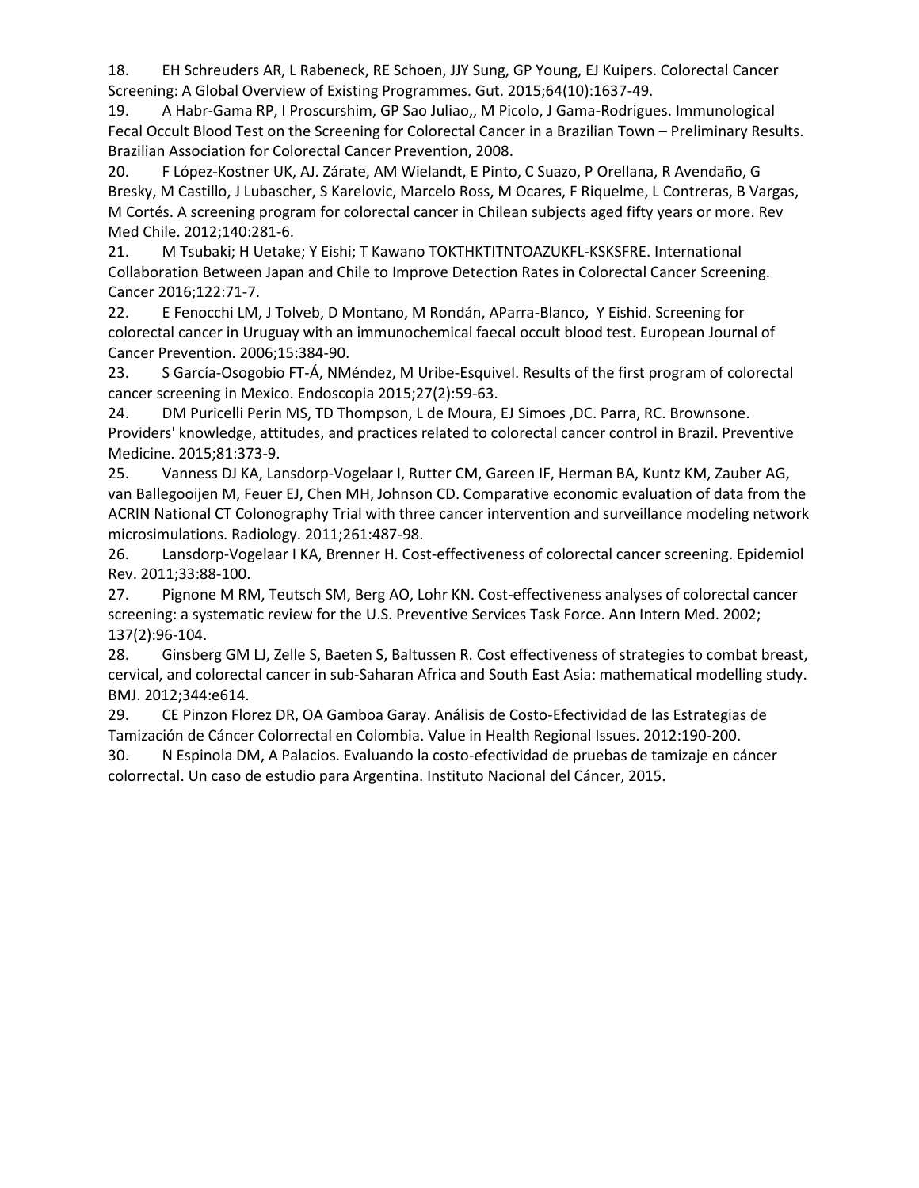18. EH Schreuders AR, L Rabeneck, RE Schoen, JJY Sung, GP Young, EJ Kuipers. Colorectal Cancer Screening: A Global Overview of Existing Programmes. Gut. 2015;64(10):1637-49.
19. A Habr-Gama RP, I Proscurshim, GP Sao Juliao,, M Picolo, J Gama-Rodrigues. Immunological Fecal Occult Blood Test on the Screening for Colorectal Cancer in a Brazilian Town – Preliminary Results. Brazilian Association for Colorectal Cancer Prevention, 2008.
20. F López-Kostner UK, AJ. Zárate, AM Wielandt, E Pinto, C Suazo, P Orellana, R Avendaño, G Bresky, M Castillo, J Lubascher, S Karelovic, Marcelo Ross, M Ocares, F Riquelme, L Contreras, B Vargas, M Cortés. A screening program for colorectal cancer in Chilean subjects aged fifty years or more. Rev Med Chile. 2012;140:281-6.
21. M Tsubaki; H Uetake; Y Eishi; T Kawano TOKTHKTITNTOAZUKFL-KSKSFRE. International Collaboration Between Japan and Chile to Improve Detection Rates in Colorectal Cancer Screening. Cancer 2016;122:71-7.
22. E Fenocchi LM, J Tolveb, D Montano, M Rondán, AParra-Blanco, Y Eishid. Screening for colorectal cancer in Uruguay with an immunochemical faecal occult blood test. European Journal of Cancer Prevention. 2006;15:384-90.
23. S García-Osogobio FT-Á, NMéndez, M Uribe-Esquivel. Results of the first program of colorectal cancer screening in Mexico. Endoscopia 2015;27(2):59-63.
24. DM Puricelli Perin MS, TD Thompson, L de Moura, EJ Simoes ,DC. Parra, RC. Brownsone. Providers' knowledge, attitudes, and practices related to colorectal cancer control in Brazil. Preventive Medicine. 2015;81:373-9.
25. Vanness DJ KA, Lansdorp-Vogelaar I, Rutter CM, Gareen IF, Herman BA, Kuntz KM, Zauber AG, van Ballegooijen M, Feuer EJ, Chen MH, Johnson CD. Comparative economic evaluation of data from the ACRIN National CT Colonography Trial with three cancer intervention and surveillance modeling network microsimulations. Radiology. 2011;261:487-98.
26. Lansdorp-Vogelaar I KA, Brenner H. Cost-effectiveness of colorectal cancer screening. Epidemiol Rev. 2011;33:88-100.
27. Pignone M RM, Teutsch SM, Berg AO, Lohr KN. Cost-effectiveness analyses of colorectal cancer screening: a systematic review for the U.S. Preventive Services Task Force. Ann Intern Med. 2002; 137(2):96-104.
28. Ginsberg GM LJ, Zelle S, Baeten S, Baltussen R. Cost effectiveness of strategies to combat breast, cervical, and colorectal cancer in sub-Saharan Africa and South East Asia: mathematical modelling study. BMJ. 2012;344:e614.
29. CE Pinzon Florez DR, OA Gamboa Garay. Análisis de Costo-Efectividad de las Estrategias de Tamización de Cáncer Colorrectal en Colombia. Value in Health Regional Issues. 2012:190-200.
30. N Espinola DM, A Palacios. Evaluando la costo-efectividad de pruebas de tamizaje en cáncer colorrectal. Un caso de estudio para Argentina. Instituto Nacional del Cáncer, 2015.